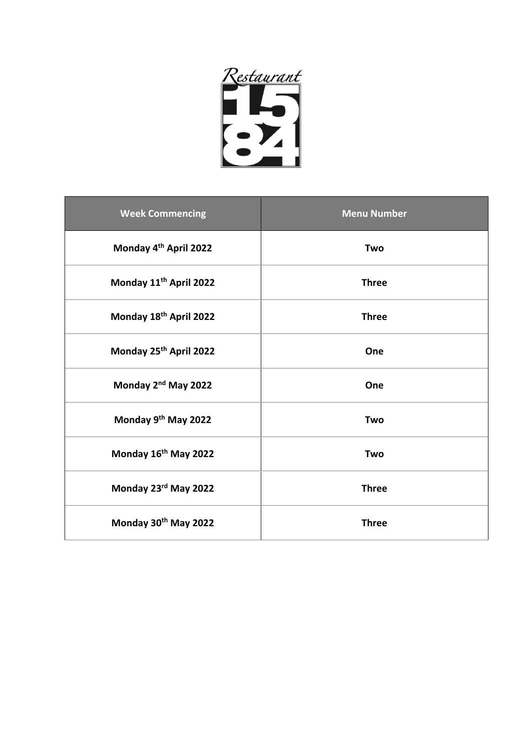Restaurant 1584

| Week Commencing | Menu Number |
| --- | --- |
| **Monday 4th April 2022** | **Two** |
| **Monday 11th April 2022** | **Three** |
| **Monday 18th April 2022** | **Three** |
| **Monday 25th April 2022** | **One** |
| **Monday 2nd May 2022** | **One** |
| **Monday 9th May 2022** | **Two** |
| **Monday 16th May 2022** | **Two** |
| **Monday 23rd May 2022** | **Three** |
| **Monday 30th May 2022** | **Three** |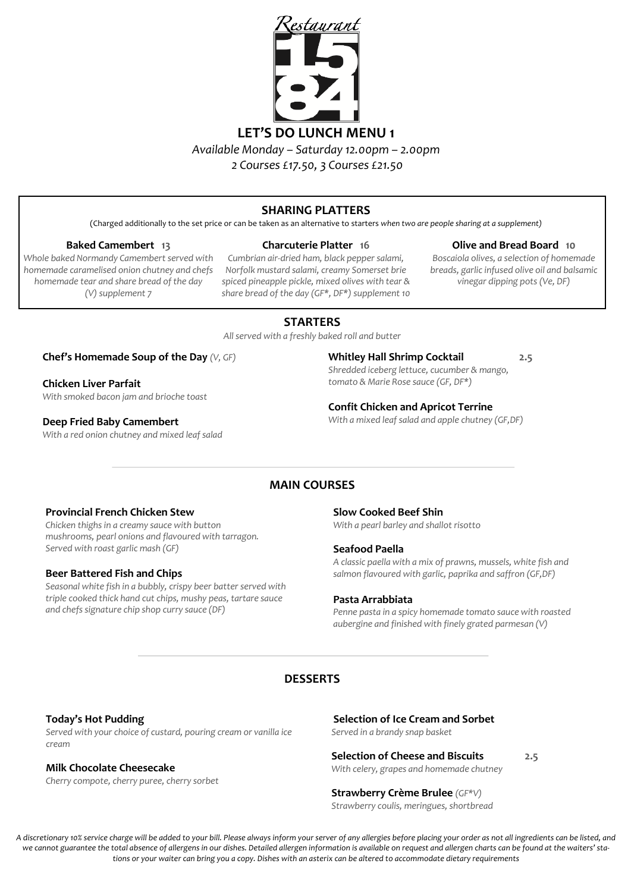Restaurant 1584

# LET'S DO LUNCH MENU 1

*Available Monday – Saturday 12.00pm – 2.00pm*
*2 Courses £17.50, 3 Courses £21.50*

## SHARING PLATTERS

(Charged additionally to the set price or can be taken as an alternative to starters *when two are people sharing at a supplement)*

**Baked Camembert 13**
*Whole baked Normandy Camembert served with homemade caramelised onion chutney and chefs homemade tear and share bread of the day (V) supplement 7*

**Charcuterie Platter 16**
*Cumbrian air-dried ham, black pepper salami, Norfolk mustard salami, creamy Somerset brie spiced pineapple pickle, mixed olives with tear & share bread of the day (GF\*, DF\*) supplement 10*

**Olive and Bread Board 10**
*Boscaiola olives, a selection of homemade breads, garlic infused olive oil and balsamic vinegar dipping pots (Ve, DF)*

## STARTERS

*All served with a freshly baked roll and butter*

**Chef's Homemade Soup of the Day** *(V, GF)*

**Chicken Liver Parfait**
*With smoked bacon jam and brioche toast*

**Deep Fried Baby Camembert**
*With a red onion chutney and mixed leaf salad*

**Whitley Hall Shrimp Cocktail** 2.5
*Shredded iceberg lettuce, cucumber & mango, tomato & Marie Rose sauce (GF, DF\*)*

**Confit Chicken and Apricot Terrine**
*With a mixed leaf salad and apple chutney (GF,DF)*

## MAIN COURSES

**Provincial French Chicken Stew**
*Chicken thighs in a creamy sauce with button mushrooms, pearl onions and flavoured with tarragon. Served with roast garlic mash (GF)*

**Beer Battered Fish and Chips**
*Seasonal white fish in a bubbly, crispy beer batter served with triple cooked thick hand cut chips, mushy peas, tartare sauce and chefs signature chip shop curry sauce (DF)*

**Slow Cooked Beef Shin**
*With a pearl barley and shallot risotto*

**Seafood Paella**
*A classic paella with a mix of prawns, mussels, white fish and salmon flavoured with garlic, paprika and saffron (GF,DF)*

**Pasta Arrabbiata**
*Penne pasta in a spicy homemade tomato sauce with roasted aubergine and finished with finely grated parmesan (V)*

## DESSERTS

**Today's Hot Pudding**
*Served with your choice of custard, pouring cream or vanilla ice cream*

**Milk Chocolate Cheesecake**
*Cherry compote, cherry puree, cherry sorbet*

**Selection of Ice Cream and Sorbet**
*Served in a brandy snap basket*

**Selection of Cheese and Biscuits** 2.5
*With celery, grapes and homemade chutney*

**Strawberry Crème Brulee** *(GF\*V)*
*Strawberry coulis, meringues, shortbread*

*A discretionary 10% service charge will be added to your bill. Please always inform your server of any allergies before placing your order as not all ingredients can be listed, and we cannot guarantee the total absence of allergens in our dishes. Detailed allergen information is available on request and allergen charts can be found at the waiters' stations or your waiter can bring you a copy. Dishes with an asterix can be altered to accommodate dietary requirements*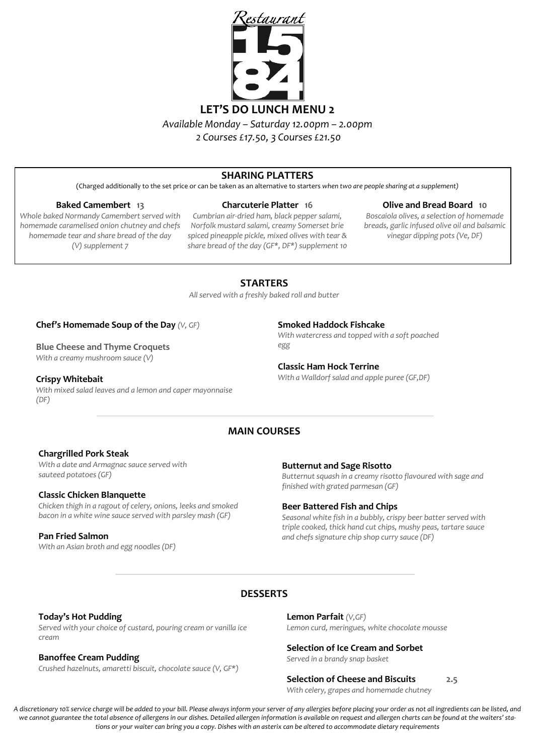Restaurant

1584

# LET'S DO LUNCH MENU 2

*Available Monday – Saturday 12.00pm – 2.00pm*

*2 Courses £17.50, 3 Courses £21.50*

## SHARING PLATTERS

(Charged additionally to the set price or can be taken as an alternative to starters *when two are people sharing at a supplement*)

**Baked Camembert** 13
*Whole baked Normandy Camembert served with homemade caramelised onion chutney and chefs homemade tear and share bread of the day (V) supplement 7*

**Charcuterie Platter** 16
*Cumbrian air-dried ham, black pepper salami, Norfolk mustard salami, creamy Somerset brie spiced pineapple pickle, mixed olives with tear & share bread of the day (GF*, DF*) supplement 10*

**Olive and Bread Board** 10
*Boscaiola olives, a selection of homemade breads, garlic infused olive oil and balsamic vinegar dipping pots (Ve, DF)*

## STARTERS

*All served with a freshly baked roll and butter*

**Chef's Homemade Soup of the Day** *(V, GF)*

**Blue Cheese and Thyme Croquets**
*With a creamy mushroom sauce (V)*

**Crispy Whitebait**
*With mixed salad leaves and a lemon and caper mayonnaise (DF)*

**Smoked Haddock Fishcake**
*With watercress and topped with a soft poached egg*

**Classic Ham Hock Terrine**
*With a Walldorf salad and apple puree (GF,DF)*

## MAIN COURSES

**Chargrilled Pork Steak**
*With a date and Armagnac sauce served with sauteed potatoes (GF)*

**Classic Chicken Blanquette**
*Chicken thigh in a ragout of celery, onions, leeks and smoked bacon in a white wine sauce served with parsley mash (GF)*

**Pan Fried Salmon**
*With an Asian broth and egg noodles (DF)*

**Butternut and Sage Risotto**
*Butternut squash in a creamy risotto flavoured with sage and finished with grated parmesan (GF)*

**Beer Battered Fish and Chips**
*Seasonal white fish in a bubbly, crispy beer batter served with triple cooked, thick hand cut chips, mushy peas, tartare sauce and chefs signature chip shop curry sauce (DF)*

## DESSERTS

**Today's Hot Pudding**
*Served with your choice of custard, pouring cream or vanilla ice cream*

**Banoffee Cream Pudding**
*Crushed hazelnuts, amaretti biscuit, chocolate sauce (V, GF*)*

**Lemon Parfait** *(V,GF)*
*Lemon curd, meringues, white chocolate mousse*

**Selection of Ice Cream and Sorbet**
*Served in a brandy snap basket*

**Selection of Cheese and Biscuits** 2.5
*With celery, grapes and homemade chutney*

*A discretionary 10% service charge will be added to your bill. Please always inform your server of any allergies before placing your order as not all ingredients can be listed, and we cannot guarantee the total absence of allergens in our dishes. Detailed allergen information is available on request and allergen charts can be found at the waiters' stations or your waiter can bring you a copy. Dishes with an asterix can be altered to accommodate dietary requirements*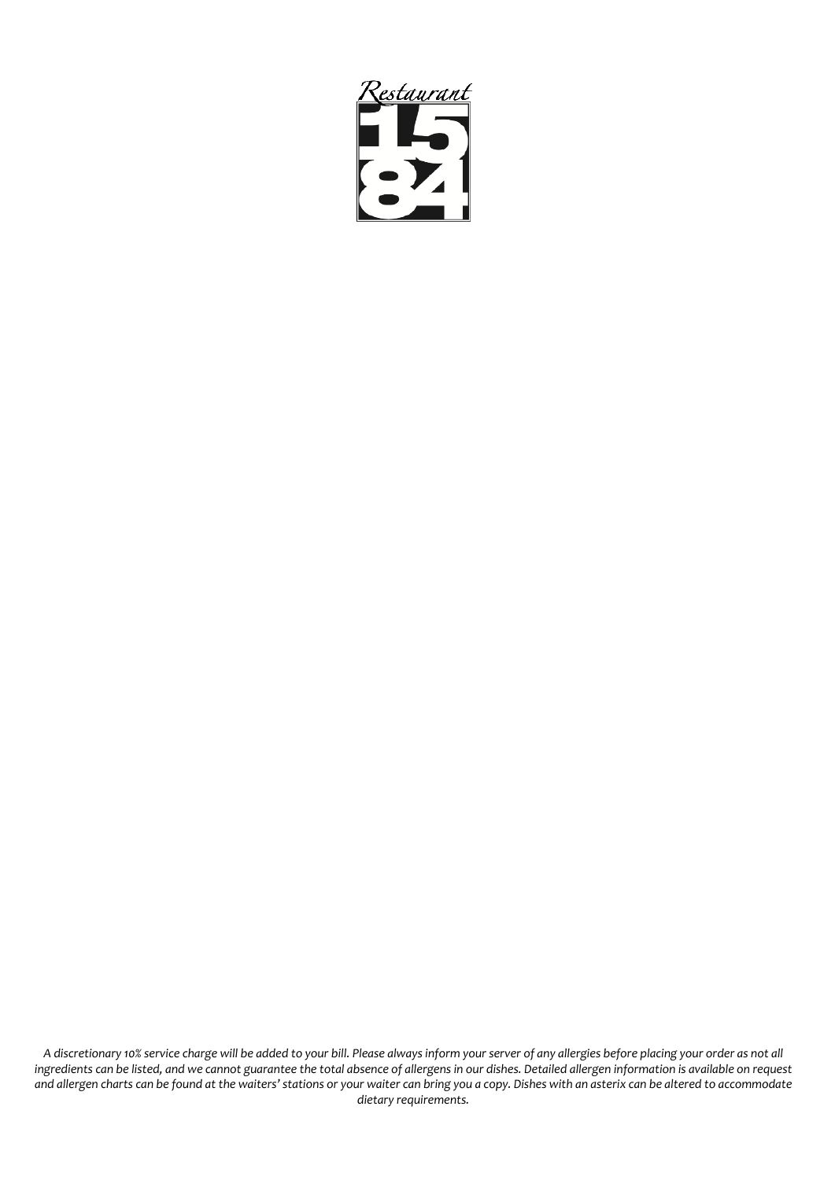Restaurant

1584

*A discretionary 10% service charge will be added to your bill. Please always inform your server of any allergies before placing your order as not all ingredients can be listed, and we cannot guarantee the total absence of allergens in our dishes. Detailed allergen information is available on request and allergen charts can be found at the waiters' stations or your waiter can bring you a copy. Dishes with an asterix can be altered to accommodate dietary requirements.*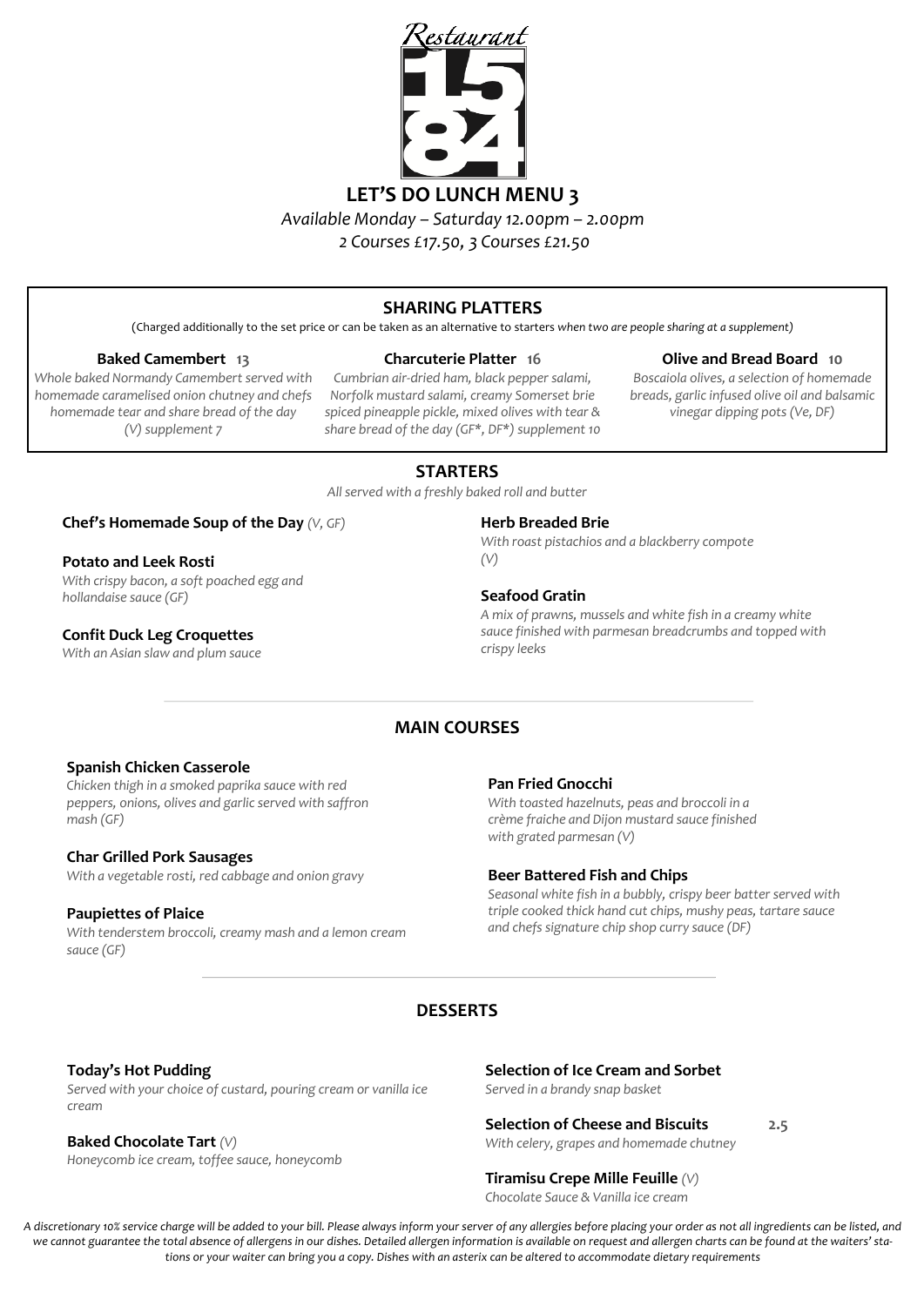Restaurant 1584

# LET'S DO LUNCH MENU 3

*Available Monday – Saturday 12.00pm – 2.00pm*

*2 Courses £17.50, 3 Courses £21.50*

## SHARING PLATTERS

(Charged additionally to the set price or can be taken as an alternative to starters *when two are people sharing at a supplement)*

**Baked Camembert 13**
*Whole baked Normandy Camembert served with homemade caramelised onion chutney and chefs homemade tear and share bread of the day (V) supplement 7*

**Charcuterie Platter 16**
*Cumbrian air-dried ham, black pepper salami, Norfolk mustard salami, creamy Somerset brie spiced pineapple pickle, mixed olives with tear & share bread of the day (GF*, DF*) supplement 10*

**Olive and Bread Board 10**
*Boscaiola olives, a selection of homemade breads, garlic infused olive oil and balsamic vinegar dipping pots (Ve, DF)*

## STARTERS

*All served with a freshly baked roll and butter*

**Chef's Homemade Soup of the Day** *(V, GF)*

**Potato and Leek Rosti**
*With crispy bacon, a soft poached egg and hollandaise sauce (GF)*

**Confit Duck Leg Croquettes**
*With an Asian slaw and plum sauce*

**Herb Breaded Brie**
*With roast pistachios and a blackberry compote (V)*

**Seafood Gratin**
*A mix of prawns, mussels and white fish in a creamy white sauce finished with parmesan breadcrumbs and topped with crispy leeks*

## MAIN COURSES

**Spanish Chicken Casserole**
*Chicken thigh in a smoked paprika sauce with red peppers, onions, olives and garlic served with saffron mash (GF)*

**Char Grilled Pork Sausages**
*With a vegetable rosti, red cabbage and onion gravy*

**Paupiettes of Plaice**
*With tenderstem broccoli, creamy mash and a lemon cream sauce (GF)*

**Pan Fried Gnocchi**
*With toasted hazelnuts, peas and broccoli in a crème fraiche and Dijon mustard sauce finished with grated parmesan (V)*

**Beer Battered Fish and Chips**
*Seasonal white fish in a bubbly, crispy beer batter served with triple cooked thick hand cut chips, mushy peas, tartare sauce and chefs signature chip shop curry sauce (DF)*

## DESSERTS

**Today's Hot Pudding**
*Served with your choice of custard, pouring cream or vanilla ice cream*

**Baked Chocolate Tart** *(V)*
*Honeycomb ice cream, toffee sauce, honeycomb*

**Selection of Ice Cream and Sorbet**
*Served in a brandy snap basket*

**Selection of Cheese and Biscuits** **2.5**
*With celery, grapes and homemade chutney*

**Tiramisu Crepe Mille Feuille** *(V)*
*Chocolate Sauce & Vanilla ice cream*

*A discretionary 10% service charge will be added to your bill. Please always inform your server of any allergies before placing your order as not all ingredients can be listed, and we cannot guarantee the total absence of allergens in our dishes. Detailed allergen information is available on request and allergen charts can be found at the waiters' stations or your waiter can bring you a copy. Dishes with an asterix can be altered to accommodate dietary requirements*